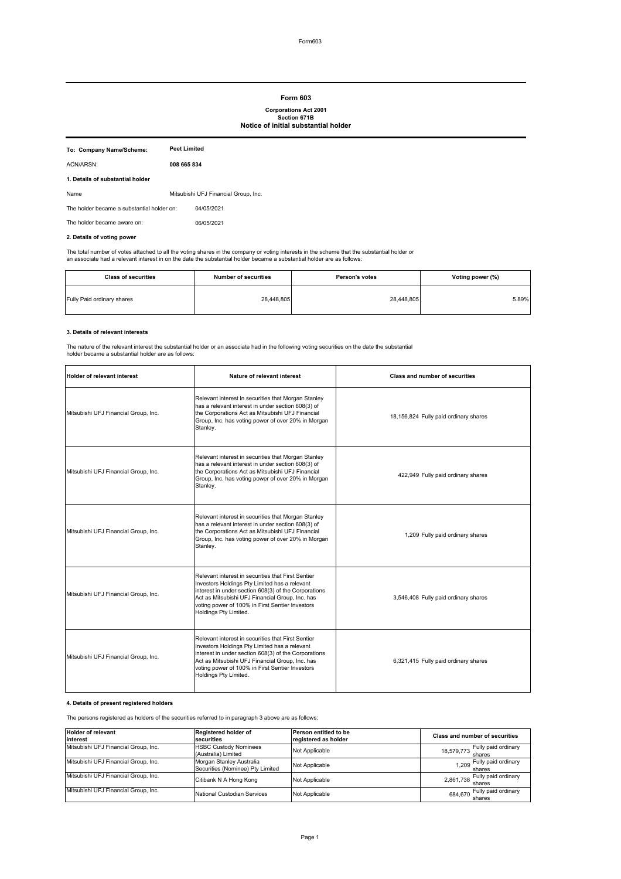# Form 603

**Corporations Act 2001**
**Section 671B**
**Notice of initial substantial holder**

**To: Company Name/Scheme:** **Peet Limited**

ACN/ARSN: **008 665 834**

**1. Details of substantial holder**

Name: Mitsubishi UFJ Financial Group, Inc.

The holder became a substantial holder on: 04/05/2021

The holder became aware on: 06/05/2021

**2. Details of voting power**

The total number of votes attached to all the voting shares in the company or voting interests in the scheme that the substantial holder or an associate had a relevant interest in on the date the substantial holder became a substantial holder are as follows:

| Class of securities | Number of securities | Person's votes | Voting power (%) |
|---|---|---|---|
| Fully Paid ordinary shares | 28,448,805 | 28,448,805 | 5.89% |

**3. Details of relevant interests**

The nature of the relevant interest the substantial holder or an associate had in the following voting securities on the date the substantial holder became a substantial holder are as follows:

| Holder of relevant interest | Nature of relevant interest | Class and number of securities |
|---|---|---|
| Mitsubishi UFJ Financial Group, Inc. | Relevant interest in securities that Morgan Stanley has a relevant interest in under section 608(3) of the Corporations Act as Mitsubishi UFJ Financial Group, Inc. has voting power of over 20% in Morgan Stanley. | 18,156,824 Fully paid ordinary shares |
| Mitsubishi UFJ Financial Group, Inc. | Relevant interest in securities that Morgan Stanley has a relevant interest in under section 608(3) of the Corporations Act as Mitsubishi UFJ Financial Group, Inc. has voting power of over 20% in Morgan Stanley. | 422,949 Fully paid ordinary shares |
| Mitsubishi UFJ Financial Group, Inc. | Relevant interest in securities that Morgan Stanley has a relevant interest in under section 608(3) of the Corporations Act as Mitsubishi UFJ Financial Group, Inc. has voting power of over 20% in Morgan Stanley. | 1,209 Fully paid ordinary shares |
| Mitsubishi UFJ Financial Group, Inc. | Relevant interest in securities that First Sentier Investors Holdings Pty Limited has a relevant interest in under section 608(3) of the Corporations Act as Mitsubishi UFJ Financial Group, Inc. has voting power of 100% in First Sentier Investors Holdings Pty Limited. | 3,546,408 Fully paid ordinary shares |
| Mitsubishi UFJ Financial Group, Inc. | Relevant interest in securities that First Sentier Investors Holdings Pty Limited has a relevant interest in under section 608(3) of the Corporations Act as Mitsubishi UFJ Financial Group, Inc. has voting power of 100% in First Sentier Investors Holdings Pty Limited. | 6,321,415 Fully paid ordinary shares |

**4. Details of present registered holders**

The persons registered as holders of the securities referred to in paragraph 3 above are as follows:

| Holder of relevant interest | Registered holder of securities | Person entitled to be registered as holder | Class and number of securities |
|---|---|---|---|
| Mitsubishi UFJ Financial Group, Inc. | HSBC Custody Nominees (Australia) Limited | Not Applicable | 18,579,773 Fully paid ordinary shares |
| Mitsubishi UFJ Financial Group, Inc. | Morgan Stanley Australia Securities (Nominee) Pty Limited | Not Applicable | 1,209 Fully paid ordinary shares |
| Mitsubishi UFJ Financial Group, Inc. | Citibank N A Hong Kong | Not Applicable | 2,861,738 Fully paid ordinary shares |
| Mitsubishi UFJ Financial Group, Inc. | National Custodian Services | Not Applicable | 684,670 Fully paid ordinary shares |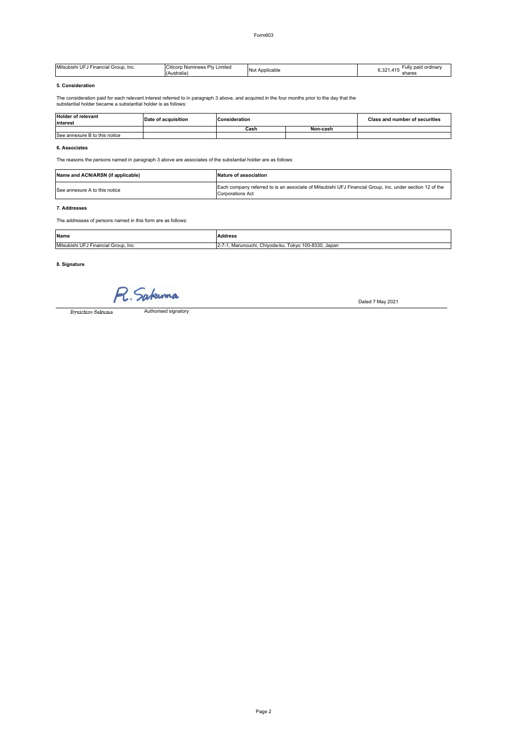Form603

| Mitsubishi UFJ Financial Group, Inc. | Citicorp Nominees Pty Limited (Australia) | Not Applicable | 6,321,415 Fully paid ordinary shares |
|---|---|---|---|

**5. Consideration**

The consideration paid for each relevant interest referred to in paragraph 3 above, and acquired in the four months prior to the day that the substantial holder became a substantial holder is as follows:

| Holder of relevant interest | Date of acquisition | Consideration | | Class and number of securities |
|---|---|---|---|---|
| | | Cash | Non-cash | |
| See annexure B to this notice | | | | |

**6. Associates**

The reasons the persons named in paragraph 3 above are associates of the substantial holder are as follows:

| Name and ACN/ARSN (if applicable) | Nature of association |
|---|---|
| See annexure A to this notice | Each company referred to is an associate of Mitsubishi UFJ Financial Group, Inc. under section 12 of the Corporations Act |

**7. Addresses**

The addresses of persons named in this form are as follows:

| Name | Address |
|---|---|
| Mitsubishi UFJ Financial Group, Inc. | 2-7-1, Marunouchi, Chiyoda-ku, Tokyo 100-8330, Japan |

**8. Signature**

R. Sakuma

Dated 7 May 2021

Ryuichiro Sakuma — Authorised signatory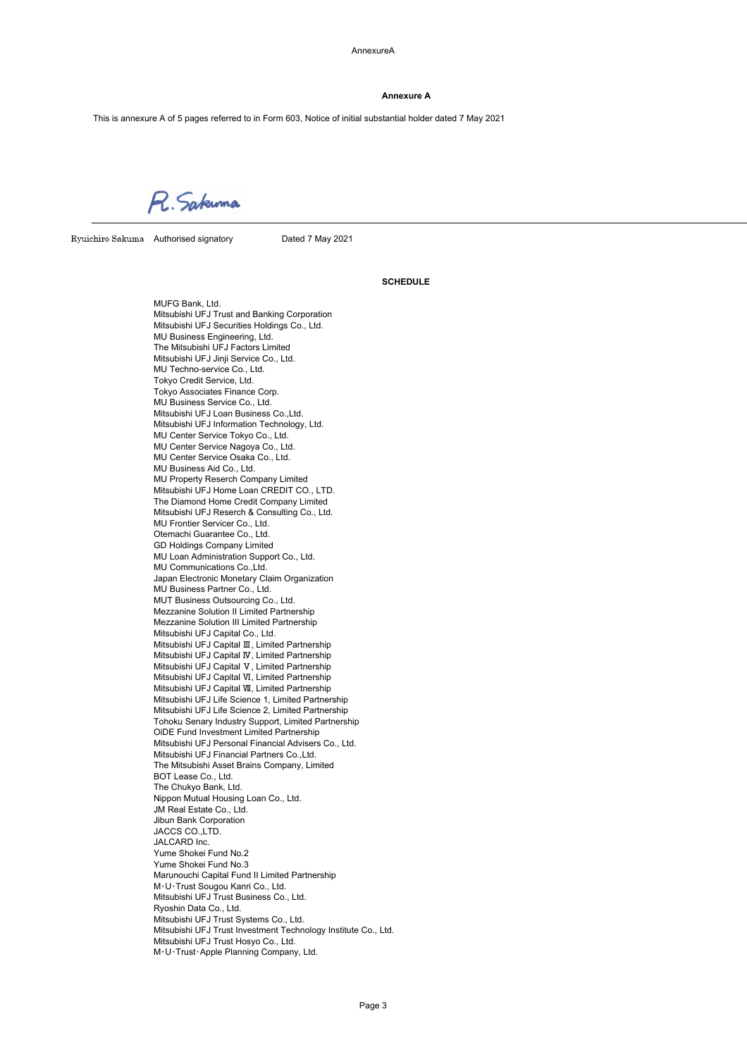## Annexure A

This is annexure A of 5 pages referred to in Form 603, Notice of initial substantial holder dated 7 May 2021

R. Sakuma

Ryuichiro Sakuma Authorised signatory Dated 7 May 2021

### SCHEDULE

MUFG Bank, Ltd.
Mitsubishi UFJ Trust and Banking Corporation
Mitsubishi UFJ Securities Holdings Co., Ltd.
MU Business Engineering, Ltd.
The Mitsubishi UFJ Factors Limited
Mitsubishi UFJ Jinji Service Co., Ltd.
MU Techno-service Co., Ltd.
Tokyo Credit Service, Ltd.
Tokyo Associates Finance Corp.
MU Business Service Co., Ltd.
Mitsubishi UFJ Loan Business Co.,Ltd.
Mitsubishi UFJ Information Technology, Ltd.
MU Center Service Tokyo Co., Ltd.
MU Center Service Nagoya Co., Ltd.
MU Center Service Osaka Co., Ltd.
MU Business Aid Co., Ltd.
MU Property Reserch Company Limited
Mitsubishi UFJ Home Loan CREDIT CO., LTD.
The Diamond Home Credit Company Limited
Mitsubishi UFJ Reserch & Consulting Co., Ltd.
MU Frontier Servicer Co., Ltd.
Otemachi Guarantee Co., Ltd.
GD Holdings Company Limited
MU Loan Administration Support Co., Ltd.
MU Communications Co.,Ltd.
Japan Electronic Monetary Claim Organization
MU Business Partner Co., Ltd.
MUT Business Outsourcing Co., Ltd.
Mezzanine Solution II Limited Partnership
Mezzanine Solution III Limited Partnership
Mitsubishi UFJ Capital Co., Ltd.
Mitsubishi UFJ Capital Ⅲ, Limited Partnership
Mitsubishi UFJ Capital Ⅳ, Limited Partnership
Mitsubishi UFJ Capital Ⅴ, Limited Partnership
Mitsubishi UFJ Capital Ⅵ, Limited Partnership
Mitsubishi UFJ Capital Ⅶ, Limited Partnership
Mitsubishi UFJ Life Science 1, Limited Partnership
Mitsubishi UFJ Life Science 2, Limited Partnership
Tohoku Senary Industry Support, Limited Partnership
OiDE Fund Investment Limited Partnership
Mitsubishi UFJ Personal Financial Advisers Co., Ltd.
Mitsubishi UFJ Financial Partners Co.,Ltd.
The Mitsubishi Asset Brains Company, Limited
BOT Lease Co., Ltd.
The Chukyo Bank, Ltd.
Nippon Mutual Housing Loan Co., Ltd.
JM Real Estate Co., Ltd.
Jibun Bank Corporation
JACCS CO.,LTD.
JALCARD Inc.
Yume Shokei Fund No.2
Yume Shokei Fund No.3
Marunouchi Capital Fund II Limited Partnership
M･U･Trust Sougou Kanri Co., Ltd.
Mitsubishi UFJ Trust Business Co., Ltd.
Ryoshin Data Co., Ltd.
Mitsubishi UFJ Trust Systems Co., Ltd.
Mitsubishi UFJ Trust Investment Technology Institute Co., Ltd.
Mitsubishi UFJ Trust Hosyo Co., Ltd.
M･U･Trust･Apple Planning Company, Ltd.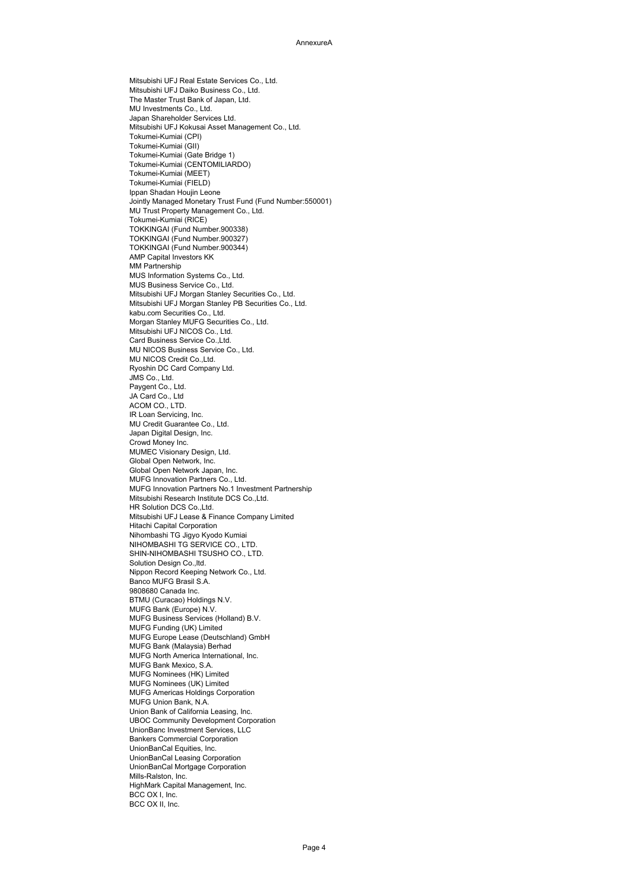Mitsubishi UFJ Real Estate Services Co., Ltd.
Mitsubishi UFJ Daiko Business Co., Ltd.
The Master Trust Bank of Japan, Ltd.
MU Investments Co., Ltd.
Japan Shareholder Services Ltd.
Mitsubishi UFJ Kokusai Asset Management Co., Ltd.
Tokumei-Kumiai (CPI)
Tokumei-Kumiai (GII)
Tokumei-Kumiai (Gate Bridge 1)
Tokumei-Kumiai (CENTOMILIARDO)
Tokumei-Kumiai (MEET)
Tokumei-Kumiai (FIELD)
Ippan Shadan Houjin Leone
Jointly Managed Monetary Trust Fund (Fund Number:550001)
MU Trust Property Management Co., Ltd.
Tokumei-Kumiai (RICE)
TOKKINGAI (Fund Number.900338)
TOKKINGAI (Fund Number.900327)
TOKKINGAI (Fund Number.900344)
AMP Capital Investors KK
MM Partnership
MUS Information Systems Co., Ltd.
MUS Business Service Co., Ltd.
Mitsubishi UFJ Morgan Stanley Securities Co., Ltd.
Mitsubishi UFJ Morgan Stanley PB Securities Co., Ltd.
kabu.com Securities Co., Ltd.
Morgan Stanley MUFG Securities Co., Ltd.
Mitsubishi UFJ NICOS Co., Ltd.
Card Business Service Co.,Ltd.
MU NICOS Business Service Co., Ltd.
MU NICOS Credit Co.,Ltd.
Ryoshin DC Card Company Ltd.
JMS Co., Ltd.
Paygent Co., Ltd.
JA Card Co., Ltd
ACOM CO., LTD.
IR Loan Servicing, Inc.
MU Credit Guarantee Co., Ltd.
Japan Digital Design, Inc.
Crowd Money Inc.
MUMEC Visionary Design, Ltd.
Global Open Network, Inc.
Global Open Network Japan, Inc.
MUFG Innovation Partners Co., Ltd.
MUFG Innovation Partners No.1 Investment Partnership
Mitsubishi Research Institute DCS Co.,Ltd.
HR Solution DCS Co.,Ltd.
Mitsubishi UFJ Lease & Finance Company Limited
Hitachi Capital Corporation
Nihombashi TG Jigyo Kyodo Kumiai
NIHOMBASHI TG SERVICE CO., LTD.
SHIN-NIHOMBASHI TSUSHO CO., LTD.
Solution Design Co.,ltd.
Nippon Record Keeping Network Co., Ltd.
Banco MUFG Brasil S.A.
9808680 Canada Inc.
BTMU (Curacao) Holdings N.V.
MUFG Bank (Europe) N.V.
MUFG Business Services (Holland) B.V.
MUFG Funding (UK) Limited
MUFG Europe Lease (Deutschland) GmbH
MUFG Bank (Malaysia) Berhad
MUFG North America International, Inc.
MUFG Bank Mexico, S.A.
MUFG Nominees (HK) Limited
MUFG Nominees (UK) Limited
MUFG Americas Holdings Corporation
MUFG Union Bank, N.A.
Union Bank of California Leasing, Inc.
UBOC Community Development Corporation
UnionBanc Investment Services, LLC
Bankers Commercial Corporation
UnionBanCal Equities, Inc.
UnionBanCal Leasing Corporation
UnionBanCal Mortgage Corporation
Mills-Ralston, Inc.
HighMark Capital Management, Inc.
BCC OX I, Inc.
BCC OX II, Inc.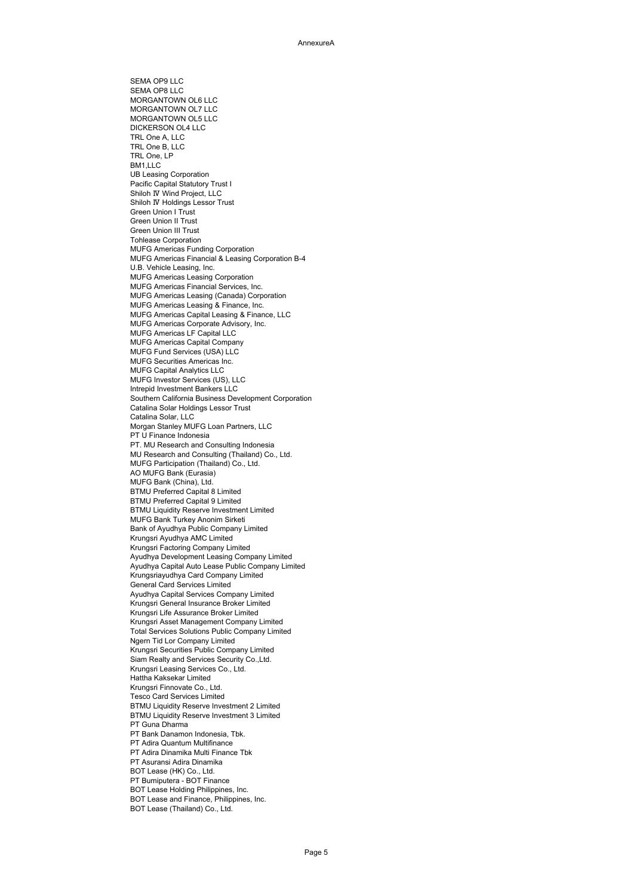SEMA OP9 LLC
SEMA OP8 LLC
MORGANTOWN OL6 LLC
MORGANTOWN OL7 LLC
MORGANTOWN OL5 LLC
DICKERSON OL4 LLC
TRL One A, LLC
TRL One B, LLC
TRL One, LP
BM1,LLC
UB Leasing Corporation
Pacific Capital Statutory Trust I
Shiloh Ⅳ Wind Project, LLC
Shiloh Ⅳ Holdings Lessor Trust
Green Union I Trust
Green Union II Trust
Green Union III Trust
Tohlease Corporation
MUFG Americas Funding Corporation
MUFG Americas Financial & Leasing Corporation B-4
U.B. Vehicle Leasing, Inc.
MUFG Americas Leasing Corporation
MUFG Americas Financial Services, Inc.
MUFG Americas Leasing (Canada) Corporation
MUFG Americas Leasing & Finance, Inc.
MUFG Americas Capital Leasing & Finance, LLC
MUFG Americas Corporate Advisory, Inc.
MUFG Americas LF Capital LLC
MUFG Americas Capital Company
MUFG Fund Services (USA) LLC
MUFG Securities Americas Inc.
MUFG Capital Analytics LLC
MUFG Investor Services (US), LLC
Intrepid Investment Bankers LLC
Southern California Business Development Corporation
Catalina Solar Holdings Lessor Trust
Catalina Solar, LLC
Morgan Stanley MUFG Loan Partners, LLC
PT U Finance Indonesia
PT. MU Research and Consulting Indonesia
MU Research and Consulting (Thailand) Co., Ltd.
MUFG Participation (Thailand) Co., Ltd.
AO MUFG Bank (Eurasia)
MUFG Bank (China), Ltd.
BTMU Preferred Capital 8 Limited
BTMU Preferred Capital 9 Limited
BTMU Liquidity Reserve Investment Limited
MUFG Bank Turkey Anonim Sirketi
Bank of Ayudhya Public Company Limited
Krungsri Ayudhya AMC Limited
Krungsri Factoring Company Limited
Ayudhya Development Leasing Company Limited
Ayudhya Capital Auto Lease Public Company Limited
Krungsriayudhya Card Company Limited
General Card Services Limited
Ayudhya Capital Services Company Limited
Krungsri General Insurance Broker Limited
Krungsri Life Assurance Broker Limited
Krungsri Asset Management Company Limited
Total Services Solutions Public Company Limited
Ngern Tid Lor Company Limited
Krungsri Securities Public Company Limited
Siam Realty and Services Security Co.,Ltd.
Krungsri Leasing Services Co., Ltd.
Hattha Kaksekar Limited
Krungsri Finnovate Co., Ltd.
Tesco Card Services Limited
BTMU Liquidity Reserve Investment 2 Limited
BTMU Liquidity Reserve Investment 3 Limited
PT Guna Dharma
PT Bank Danamon Indonesia, Tbk.
PT Adira Quantum Multifinance
PT Adira Dinamika Multi Finance Tbk
PT Asuransi Adira Dinamika
BOT Lease (HK) Co., Ltd.
PT Bumiputera - BOT Finance
BOT Lease Holding Philippines, Inc.
BOT Lease and Finance, Philippines, Inc.
BOT Lease (Thailand) Co., Ltd.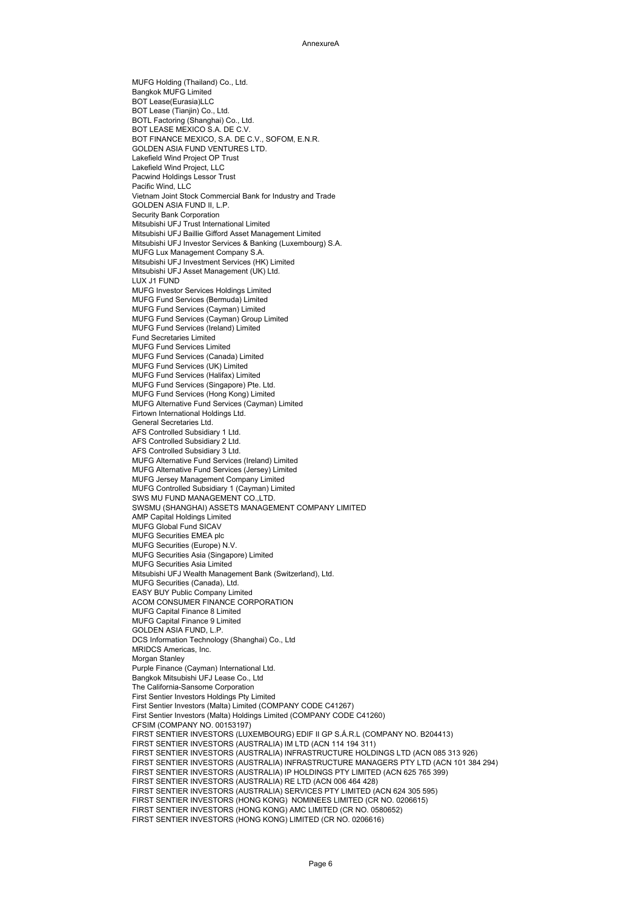MUFG Holding (Thailand) Co., Ltd.
Bangkok MUFG Limited
BOT Lease(Eurasia)LLC
BOT Lease (Tianjin) Co., Ltd.
BOTL Factoring (Shanghai) Co., Ltd.
BOT LEASE MEXICO S.A. DE C.V.
BOT FINANCE MEXICO, S.A. DE C.V., SOFOM, E.N.R.
GOLDEN ASIA FUND VENTURES LTD.
Lakefield Wind Project OP Trust
Lakefield Wind Project, LLC
Pacwind Holdings Lessor Trust
Pacific Wind, LLC
Vietnam Joint Stock Commercial Bank for Industry and Trade
GOLDEN ASIA FUND II, L.P.
Security Bank Corporation
Mitsubishi UFJ Trust International Limited
Mitsubishi UFJ Baillie Gifford Asset Management Limited
Mitsubishi UFJ Investor Services & Banking (Luxembourg) S.A.
MUFG Lux Management Company S.A.
Mitsubishi UFJ Investment Services (HK) Limited
Mitsubishi UFJ Asset Management (UK) Ltd.
LUX J1 FUND
MUFG Investor Services Holdings Limited
MUFG Fund Services (Bermuda) Limited
MUFG Fund Services (Cayman) Limited
MUFG Fund Services (Cayman) Group Limited
MUFG Fund Services (Ireland) Limited
Fund Secretaries Limited
MUFG Fund Services Limited
MUFG Fund Services (Canada) Limited
MUFG Fund Services (UK) Limited
MUFG Fund Services (Halifax) Limited
MUFG Fund Services (Singapore) Pte. Ltd.
MUFG Fund Services (Hong Kong) Limited
MUFG Alternative Fund Services (Cayman) Limited
Firtown International Holdings Ltd.
General Secretaries Ltd.
AFS Controlled Subsidiary 1 Ltd.
AFS Controlled Subsidiary 2 Ltd.
AFS Controlled Subsidiary 3 Ltd.
MUFG Alternative Fund Services (Ireland) Limited
MUFG Alternative Fund Services (Jersey) Limited
MUFG Jersey Management Company Limited
MUFG Controlled Subsidiary 1 (Cayman) Limited
SWS MU FUND MANAGEMENT CO.,LTD.
SWSMU (SHANGHAI) ASSETS MANAGEMENT COMPANY LIMITED
AMP Capital Holdings Limited
MUFG Global Fund SICAV
MUFG Securities EMEA plc
MUFG Securities (Europe) N.V.
MUFG Securities Asia (Singapore) Limited
MUFG Securities Asia Limited
Mitsubishi UFJ Wealth Management Bank (Switzerland), Ltd.
MUFG Securities (Canada), Ltd.
EASY BUY Public Company Limited
ACOM CONSUMER FINANCE CORPORATION
MUFG Capital Finance 8 Limited
MUFG Capital Finance 9 Limited
GOLDEN ASIA FUND, L.P.
DCS Information Technology (Shanghai) Co., Ltd
MRIDCS Americas, Inc.
Morgan Stanley
Purple Finance (Cayman) International Ltd.
Bangkok Mitsubishi UFJ Lease Co., Ltd
The California-Sansome Corporation
First Sentier Investors Holdings Pty Limited
First Sentier Investors (Malta) Limited (COMPANY CODE C41267)
First Sentier Investors (Malta) Holdings Limited (COMPANY CODE C41260)
CFSIM (COMPANY NO. 00153197)
FIRST SENTIER INVESTORS (LUXEMBOURG) EDIF II GP S.Á.R.L (COMPANY NO. B204413)
FIRST SENTIER INVESTORS (AUSTRALIA) IM LTD (ACN 114 194 311)
FIRST SENTIER INVESTORS (AUSTRALIA) INFRASTRUCTURE HOLDINGS LTD (ACN 085 313 926)
FIRST SENTIER INVESTORS (AUSTRALIA) INFRASTRUCTURE MANAGERS PTY LTD (ACN 101 384 294)
FIRST SENTIER INVESTORS (AUSTRALIA) IP HOLDINGS PTY LIMITED (ACN 625 765 399)
FIRST SENTIER INVESTORS (AUSTRALIA) RE LTD (ACN 006 464 428)
FIRST SENTIER INVESTORS (AUSTRALIA) SERVICES PTY LIMITED (ACN 624 305 595)
FIRST SENTIER INVESTORS (HONG KONG) NOMINEES LIMITED (CR NO. 0206615)
FIRST SENTIER INVESTORS (HONG KONG) AMC LIMITED (CR NO. 0580652)
FIRST SENTIER INVESTORS (HONG KONG) LIMITED (CR NO. 0206616)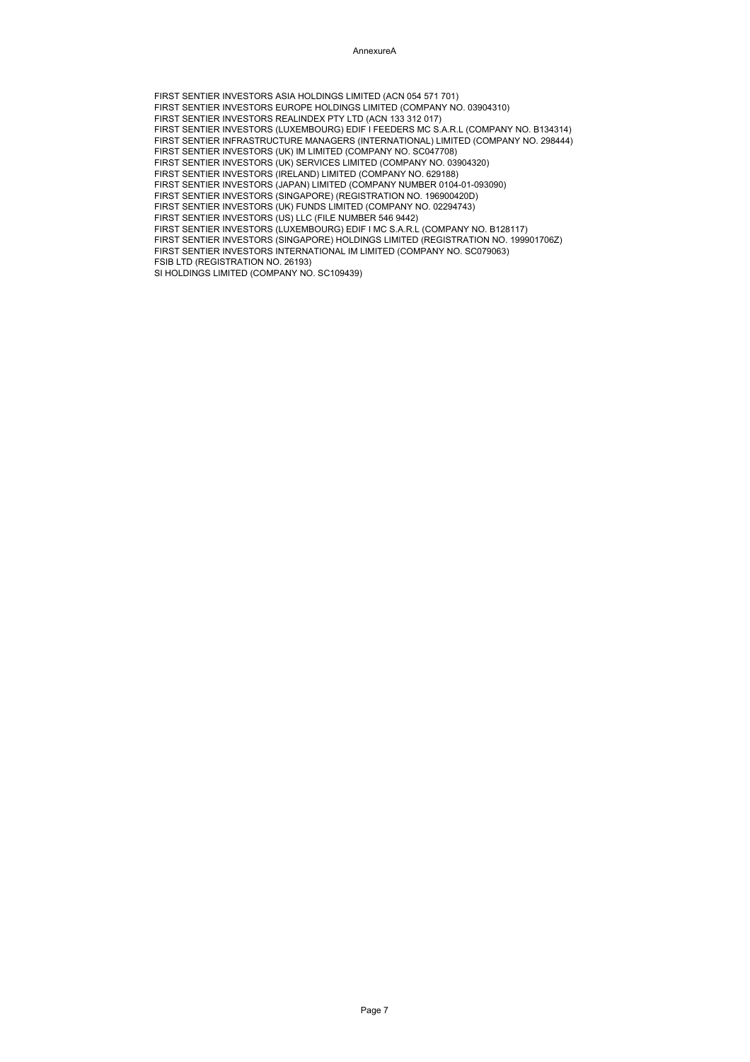AnnexureA

FIRST SENTIER INVESTORS ASIA HOLDINGS LIMITED (ACN 054 571 701)
FIRST SENTIER INVESTORS EUROPE HOLDINGS LIMITED (COMPANY NO. 03904310)
FIRST SENTIER INVESTORS REALINDEX PTY LTD (ACN 133 312 017)
FIRST SENTIER INVESTORS (LUXEMBOURG) EDIF I FEEDERS MC S.A.R.L (COMPANY NO. B134314)
FIRST SENTIER INFRASTRUCTURE MANAGERS (INTERNATIONAL) LIMITED (COMPANY NO. 298444)
FIRST SENTIER INVESTORS (UK) IM LIMITED (COMPANY NO. SC047708)
FIRST SENTIER INVESTORS (UK) SERVICES LIMITED (COMPANY NO. 03904320)
FIRST SENTIER INVESTORS (IRELAND) LIMITED (COMPANY NO. 629188)
FIRST SENTIER INVESTORS (JAPAN) LIMITED (COMPANY NUMBER 0104-01-093090)
FIRST SENTIER INVESTORS (SINGAPORE) (REGISTRATION NO. 196900420D)
FIRST SENTIER INVESTORS (UK) FUNDS LIMITED (COMPANY NO. 02294743)
FIRST SENTIER INVESTORS (US) LLC (FILE NUMBER 546 9442)
FIRST SENTIER INVESTORS (LUXEMBOURG) EDIF I MC S.A.R.L (COMPANY NO. B128117)
FIRST SENTIER INVESTORS (SINGAPORE) HOLDINGS LIMITED (REGISTRATION NO. 199901706Z)
FIRST SENTIER INVESTORS INTERNATIONAL IM LIMITED (COMPANY NO. SC079063)
FSIB LTD (REGISTRATION NO. 26193)
SI HOLDINGS LIMITED (COMPANY NO. SC109439)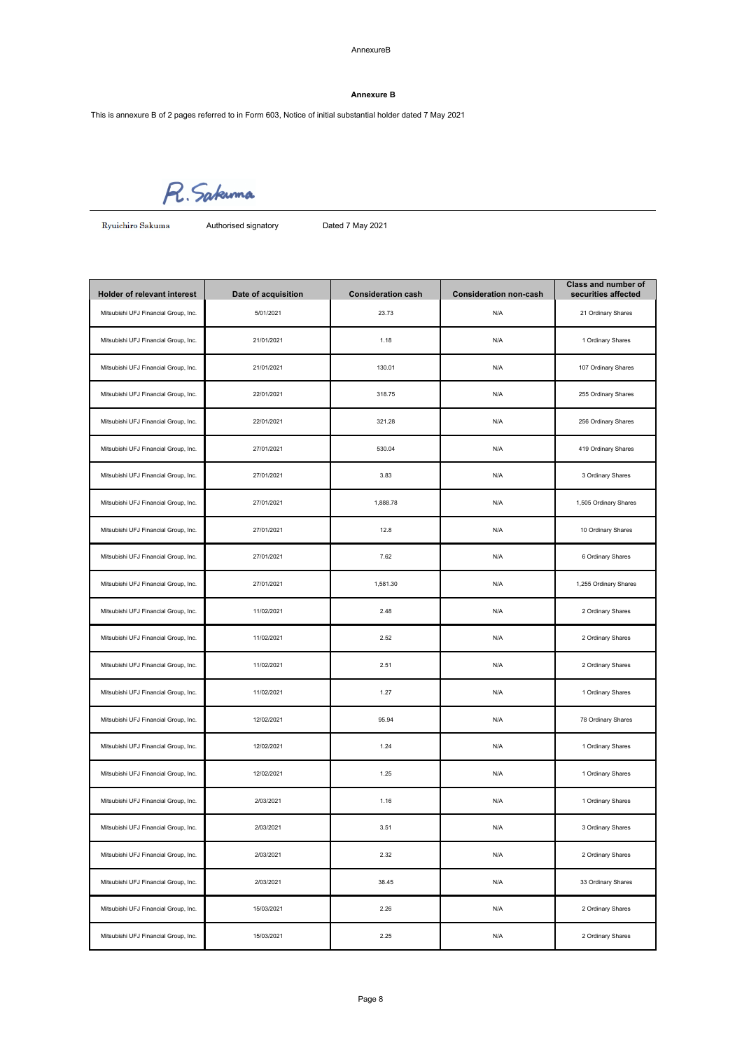AnnexureB

**Annexure B**

This is annexure B of 2 pages referred to in Form 603, Notice of initial substantial holder dated 7 May 2021

R. Sakuma

Ryuichiro Sakuma　　　Authorised signatory　　　Dated 7 May 2021

| Holder of relevant interest | Date of acquisition | Consideration cash | Consideration non-cash | Class and number of securities affected |
|---|---|---|---|---|
| Mitsubishi UFJ Financial Group, Inc. | 5/01/2021 | 23.73 | N/A | 21 Ordinary Shares |
| Mitsubishi UFJ Financial Group, Inc. | 21/01/2021 | 1.18 | N/A | 1 Ordinary Shares |
| Mitsubishi UFJ Financial Group, Inc. | 21/01/2021 | 130.01 | N/A | 107 Ordinary Shares |
| Mitsubishi UFJ Financial Group, Inc. | 22/01/2021 | 318.75 | N/A | 255 Ordinary Shares |
| Mitsubishi UFJ Financial Group, Inc. | 22/01/2021 | 321.28 | N/A | 256 Ordinary Shares |
| Mitsubishi UFJ Financial Group, Inc. | 27/01/2021 | 530.04 | N/A | 419 Ordinary Shares |
| Mitsubishi UFJ Financial Group, Inc. | 27/01/2021 | 3.83 | N/A | 3 Ordinary Shares |
| Mitsubishi UFJ Financial Group, Inc. | 27/01/2021 | 1,888.78 | N/A | 1,505 Ordinary Shares |
| Mitsubishi UFJ Financial Group, Inc. | 27/01/2021 | 12.8 | N/A | 10 Ordinary Shares |
| Mitsubishi UFJ Financial Group, Inc. | 27/01/2021 | 7.62 | N/A | 6 Ordinary Shares |
| Mitsubishi UFJ Financial Group, Inc. | 27/01/2021 | 1,581.30 | N/A | 1,255 Ordinary Shares |
| Mitsubishi UFJ Financial Group, Inc. | 11/02/2021 | 2.48 | N/A | 2 Ordinary Shares |
| Mitsubishi UFJ Financial Group, Inc. | 11/02/2021 | 2.52 | N/A | 2 Ordinary Shares |
| Mitsubishi UFJ Financial Group, Inc. | 11/02/2021 | 2.51 | N/A | 2 Ordinary Shares |
| Mitsubishi UFJ Financial Group, Inc. | 11/02/2021 | 1.27 | N/A | 1 Ordinary Shares |
| Mitsubishi UFJ Financial Group, Inc. | 12/02/2021 | 95.94 | N/A | 78 Ordinary Shares |
| Mitsubishi UFJ Financial Group, Inc. | 12/02/2021 | 1.24 | N/A | 1 Ordinary Shares |
| Mitsubishi UFJ Financial Group, Inc. | 12/02/2021 | 1.25 | N/A | 1 Ordinary Shares |
| Mitsubishi UFJ Financial Group, Inc. | 2/03/2021 | 1.16 | N/A | 1 Ordinary Shares |
| Mitsubishi UFJ Financial Group, Inc. | 2/03/2021 | 3.51 | N/A | 3 Ordinary Shares |
| Mitsubishi UFJ Financial Group, Inc. | 2/03/2021 | 2.32 | N/A | 2 Ordinary Shares |
| Mitsubishi UFJ Financial Group, Inc. | 2/03/2021 | 38.45 | N/A | 33 Ordinary Shares |
| Mitsubishi UFJ Financial Group, Inc. | 15/03/2021 | 2.26 | N/A | 2 Ordinary Shares |
| Mitsubishi UFJ Financial Group, Inc. | 15/03/2021 | 2.25 | N/A | 2 Ordinary Shares |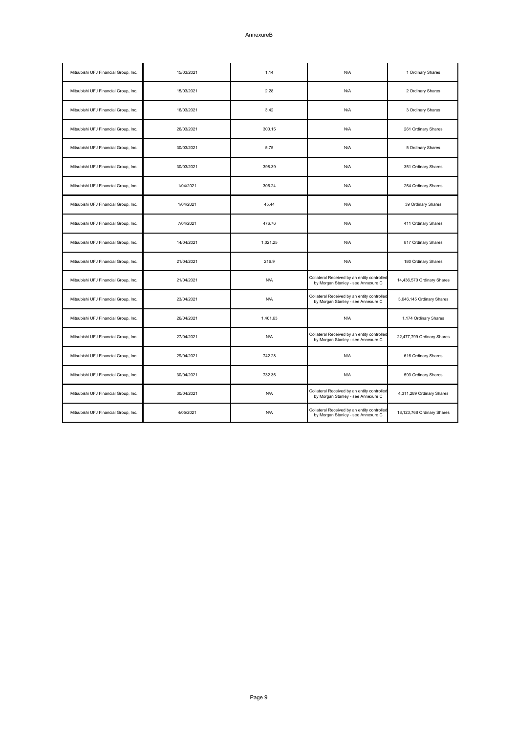AnnexureB

| | | | | |
|---|---|---|---|---|
| Mitsubishi UFJ Financial Group, Inc. | 15/03/2021 | 1.14 | N/A | 1 Ordinary Shares |
| Mitsubishi UFJ Financial Group, Inc. | 15/03/2021 | 2.28 | N/A | 2 Ordinary Shares |
| Mitsubishi UFJ Financial Group, Inc. | 16/03/2021 | 3.42 | N/A | 3 Ordinary Shares |
| Mitsubishi UFJ Financial Group, Inc. | 26/03/2021 | 300.15 | N/A | 261 Ordinary Shares |
| Mitsubishi UFJ Financial Group, Inc. | 30/03/2021 | 5.75 | N/A | 5 Ordinary Shares |
| Mitsubishi UFJ Financial Group, Inc. | 30/03/2021 | 398.39 | N/A | 351 Ordinary Shares |
| Mitsubishi UFJ Financial Group, Inc. | 1/04/2021 | 306.24 | N/A | 264 Ordinary Shares |
| Mitsubishi UFJ Financial Group, Inc. | 1/04/2021 | 45.44 | N/A | 39 Ordinary Shares |
| Mitsubishi UFJ Financial Group, Inc. | 7/04/2021 | 476.76 | N/A | 411 Ordinary Shares |
| Mitsubishi UFJ Financial Group, Inc. | 14/04/2021 | 1,021.25 | N/A | 817 Ordinary Shares |
| Mitsubishi UFJ Financial Group, Inc. | 21/04/2021 | 216.9 | N/A | 180 Ordinary Shares |
| Mitsubishi UFJ Financial Group, Inc. | 21/04/2021 | N/A | Collateral Received by an entity controlled by Morgan Stanley - see Annexure C | 14,436,570 Ordinary Shares |
| Mitsubishi UFJ Financial Group, Inc. | 23/04/2021 | N/A | Collateral Received by an entity controlled by Morgan Stanley - see Annexure C | 3,646,145 Ordinary Shares |
| Mitsubishi UFJ Financial Group, Inc. | 26/04/2021 | 1,461.63 | N/A | 1,174 Ordinary Shares |
| Mitsubishi UFJ Financial Group, Inc. | 27/04/2021 | N/A | Collateral Received by an entity controlled by Morgan Stanley - see Annexure C | 22,477,799 Ordinary Shares |
| Mitsubishi UFJ Financial Group, Inc. | 29/04/2021 | 742.28 | N/A | 616 Ordinary Shares |
| Mitsubishi UFJ Financial Group, Inc. | 30/04/2021 | 732.36 | N/A | 593 Ordinary Shares |
| Mitsubishi UFJ Financial Group, Inc. | 30/04/2021 | N/A | Collateral Received by an entity controlled by Morgan Stanley - see Annexure C | 4,311,289 Ordinary Shares |
| Mitsubishi UFJ Financial Group, Inc. | 4/05/2021 | N/A | Collateral Received by an entity controlled by Morgan Stanley - see Annexure C | 18,123,768 Ordinary Shares |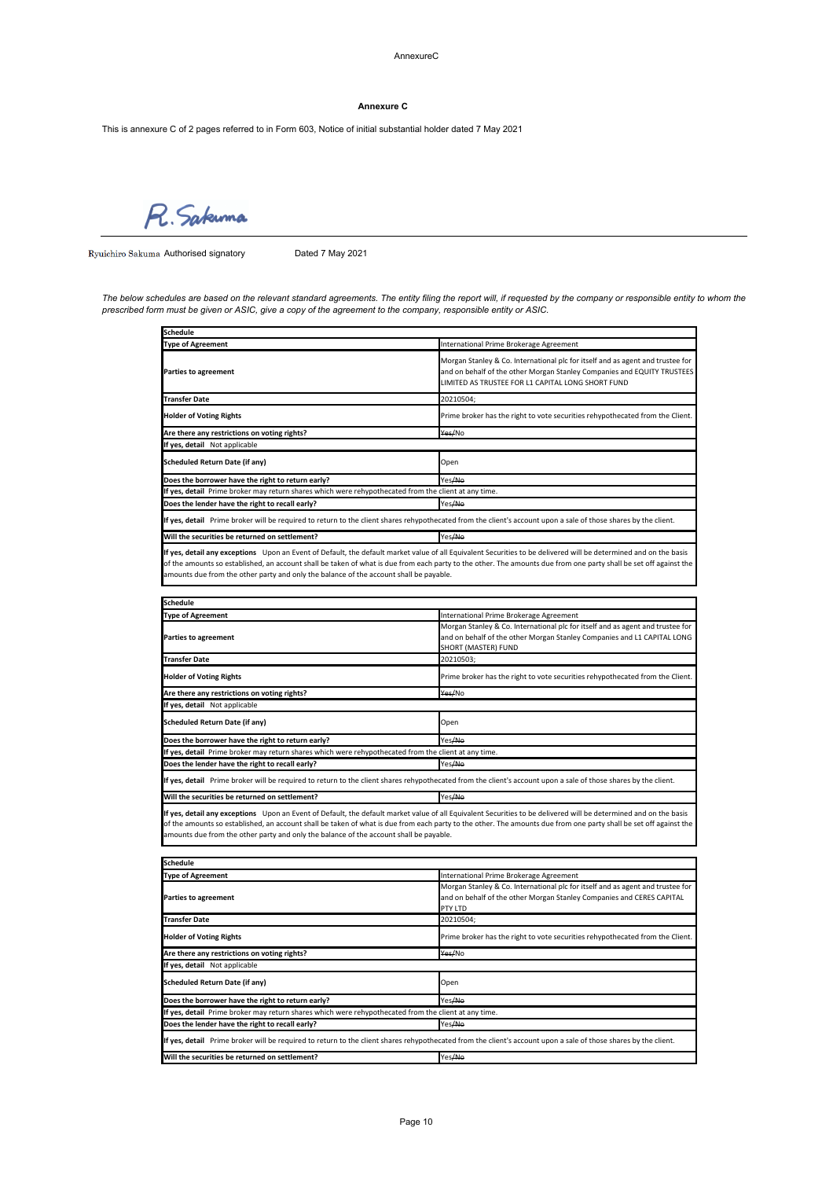# Annexure C

This is annexure C of 2 pages referred to in Form 603, Notice of initial substantial holder dated 7 May 2021

R. Sakuma

Ryuichiro Sakuma Authorised signatory Dated 7 May 2021

*The below schedules are based on the relevant standard agreements. The entity filing the report will, if requested by the company or responsible entity to whom the prescribed form must be given or ASIC, give a copy of the agreement to the company, responsible entity or ASIC.*

| Schedule | |
|---|---|
| Type of Agreement | International Prime Brokerage Agreement |
| Parties to agreement | Morgan Stanley & Co. International plc for itself and as agent and trustee for and on behalf of the other Morgan Stanley Companies and EQUITY TRUSTEES LIMITED AS TRUSTEE FOR L1 CAPITAL LONG SHORT FUND |
| Transfer Date | 20210504; |
| Holder of Voting Rights | Prime broker has the right to vote securities rehypothecated from the Client. |
| Are there any restrictions on voting rights? | ~~Yes~~/No |
| If yes, detail Not applicable | |
| Scheduled Return Date (if any) | Open |
| Does the borrower have the right to return early? | Yes/~~No~~ |
| If yes, detail Prime broker may return shares which were rehypothecated from the client at any time. | |
| Does the lender have the right to recall early? | Yes/~~No~~ |
| If yes, detail Prime broker will be required to return to the client shares rehypothecated from the client's account upon a sale of those shares by the client. | |
| Will the securities be returned on settlement? | Yes/~~No~~ |
| If yes, detail any exceptions Upon an Event of Default, the default market value of all Equivalent Securities to be delivered will be determined and on the basis of the amounts so established, an account shall be taken of what is due from each party to the other. The amounts due from one party shall be set off against the amounts due from the other party and only the balance of the account shall be payable. | |

| Schedule | |
|---|---|
| Type of Agreement | International Prime Brokerage Agreement |
| Parties to agreement | Morgan Stanley & Co. International plc for itself and as agent and trustee for and on behalf of the other Morgan Stanley Companies and L1 CAPITAL LONG SHORT (MASTER) FUND |
| Transfer Date | 20210503; |
| Holder of Voting Rights | Prime broker has the right to vote securities rehypothecated from the Client. |
| Are there any restrictions on voting rights? | ~~Yes~~/No |
| If yes, detail Not applicable | |
| Scheduled Return Date (if any) | Open |
| Does the borrower have the right to return early? | Yes/~~No~~ |
| If yes, detail Prime broker may return shares which were rehypothecated from the client at any time. | |
| Does the lender have the right to recall early? | Yes/~~No~~ |
| If yes, detail Prime broker will be required to return to the client shares rehypothecated from the client's account upon a sale of those shares by the client. | |
| Will the securities be returned on settlement? | Yes/~~No~~ |
| If yes, detail any exceptions Upon an Event of Default, the default market value of all Equivalent Securities to be delivered will be determined and on the basis of the amounts so established, an account shall be taken of what is due from each party to the other. The amounts due from one party shall be set off against the amounts due from the other party and only the balance of the account shall be payable. | |

| Schedule | |
|---|---|
| Type of Agreement | International Prime Brokerage Agreement |
| Parties to agreement | Morgan Stanley & Co. International plc for itself and as agent and trustee for and on behalf of the other Morgan Stanley Companies and CERES CAPITAL PTY LTD |
| Transfer Date | 20210504; |
| Holder of Voting Rights | Prime broker has the right to vote securities rehypothecated from the Client. |
| Are there any restrictions on voting rights? | ~~Yes~~/No |
| If yes, detail Not applicable | |
| Scheduled Return Date (if any) | Open |
| Does the borrower have the right to return early? | Yes/~~No~~ |
| If yes, detail Prime broker may return shares which were rehypothecated from the client at any time. | |
| Does the lender have the right to recall early? | Yes/~~No~~ |
| If yes, detail Prime broker will be required to return to the client shares rehypothecated from the client's account upon a sale of those shares by the client. | |
| Will the securities be returned on settlement? | Yes/~~No~~ |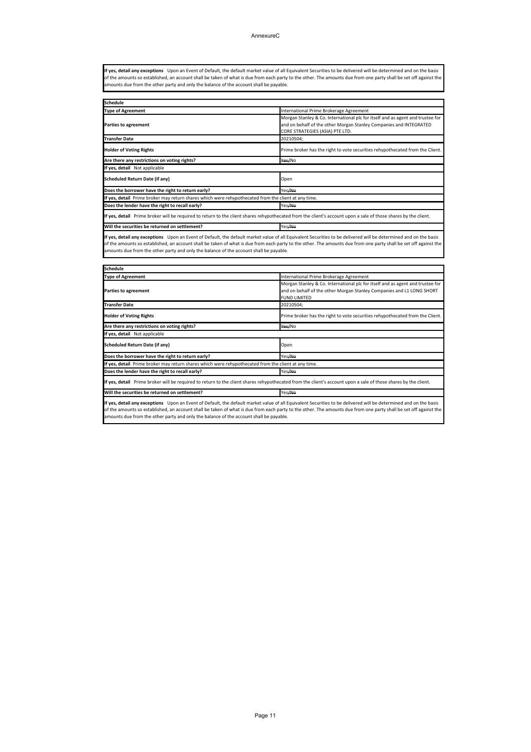**If yes, detail any exceptions** Upon an Event of Default, the default market value of all Equivalent Securities to be delivered will be determined and on the basis of the amounts so established, an account shall be taken of what is due from each party to the other. The amounts due from one party shall be set off against the amounts due from the other party and only the balance of the account shall be payable.

| **Schedule** | |
|---|---|
| **Type of Agreement** | International Prime Brokerage Agreement |
| **Parties to agreement** | Morgan Stanley & Co. International plc for itself and as agent and trustee for and on behalf of the other Morgan Stanley Companies and INTEGRATED CORE STRATEGIES (ASIA) PTE LTD. |
| **Transfer Date** | 20210504; |
| **Holder of Voting Rights** | Prime broker has the right to vote securities rehypothecated from the Client. |
| **Are there any restrictions on voting rights?** | ~~Yes~~/No |
| **If yes, detail** Not applicable | |
| **Scheduled Return Date (if any)** | Open |
| **Does the borrower have the right to return early?** | Yes/~~No~~ |
| **If yes, detail** Prime broker may return shares which were rehypothecated from the client at any time. | |
| **Does the lender have the right to recall early?** | Yes/~~No~~ |
| **If yes, detail** Prime broker will be required to return to the client shares rehypothecated from the client's account upon a sale of those shares by the client. | |
| **Will the securities be returned on settlement?** | Yes/~~No~~ |
| **If yes, detail any exceptions** Upon an Event of Default, the default market value of all Equivalent Securities to be delivered will be determined and on the basis of the amounts so established, an account shall be taken of what is due from each party to the other. The amounts due from one party shall be set off against the amounts due from the other party and only the balance of the account shall be payable. | |

| **Schedule** | |
|---|---|
| **Type of Agreement** | International Prime Brokerage Agreement |
| **Parties to agreement** | Morgan Stanley & Co. International plc for itself and as agent and trustee for and on behalf of the other Morgan Stanley Companies and L1 LONG SHORT FUND LIMITED |
| **Transfer Date** | 20210504; |
| **Holder of Voting Rights** | Prime broker has the right to vote securities rehypothecated from the Client. |
| **Are there any restrictions on voting rights?** | ~~Yes~~/No |
| **If yes, detail** Not applicable | |
| **Scheduled Return Date (if any)** | Open |
| **Does the borrower have the right to return early?** | Yes/~~No~~ |
| **If yes, detail** Prime broker may return shares which were rehypothecated from the client at any time. | |
| **Does the lender have the right to recall early?** | Yes/~~No~~ |
| **If yes, detail** Prime broker will be required to return to the client shares rehypothecated from the client's account upon a sale of those shares by the client. | |
| **Will the securities be returned on settlement?** | Yes/~~No~~ |
| **If yes, detail any exceptions** Upon an Event of Default, the default market value of all Equivalent Securities to be delivered will be determined and on the basis of the amounts so established, an account shall be taken of what is due from each party to the other. The amounts due from one party shall be set off against the amounts due from the other party and only the balance of the account shall be payable. | |